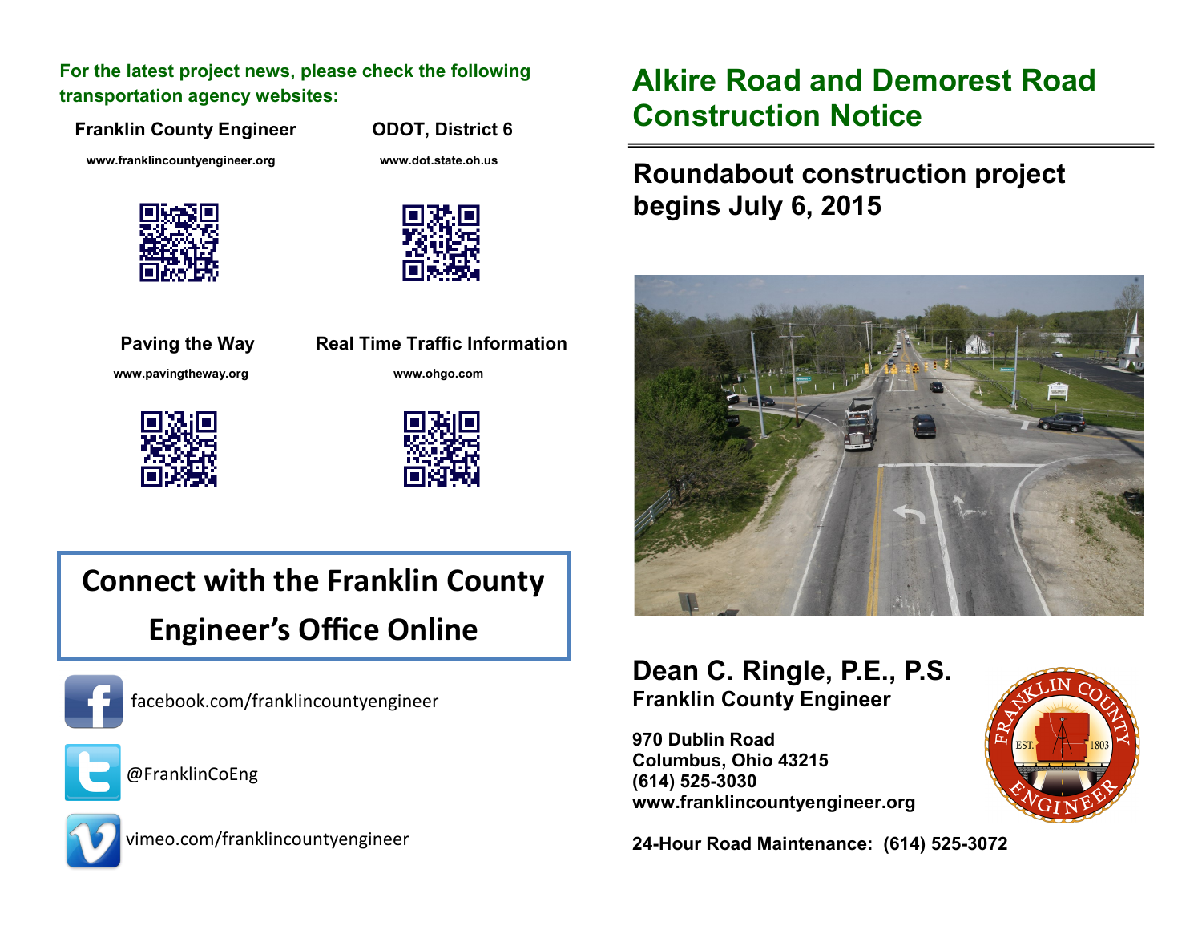For the latest project news, please check the following transportation agency websites:

**Franklin County Engineer**

www.franklincountyengineer.org

**ODOT, District 6**

www.dot.state.oh.us

**Paving the Way**

www.pavingtheway.org

**Real Time Traffic Information**

www.ohgo.com

## Connect with the Franklin County Engineer's Office Online

facebook.com/franklincountyengineer

@FranklinCoEng

vimeo.com/franklincountyengineer

# Alkire Road and Demorest Road Construction Notice

## Roundabout construction project begins July 6, 2015

**Dean C. Ringle, P.E., P.S.**
**Franklin County Engineer**

**970 Dublin Road**
**Columbus, Ohio 43215**
**(614) 525-3030**
**www.franklincountyengineer.org**

**24-Hour Road Maintenance: (614) 525-3072**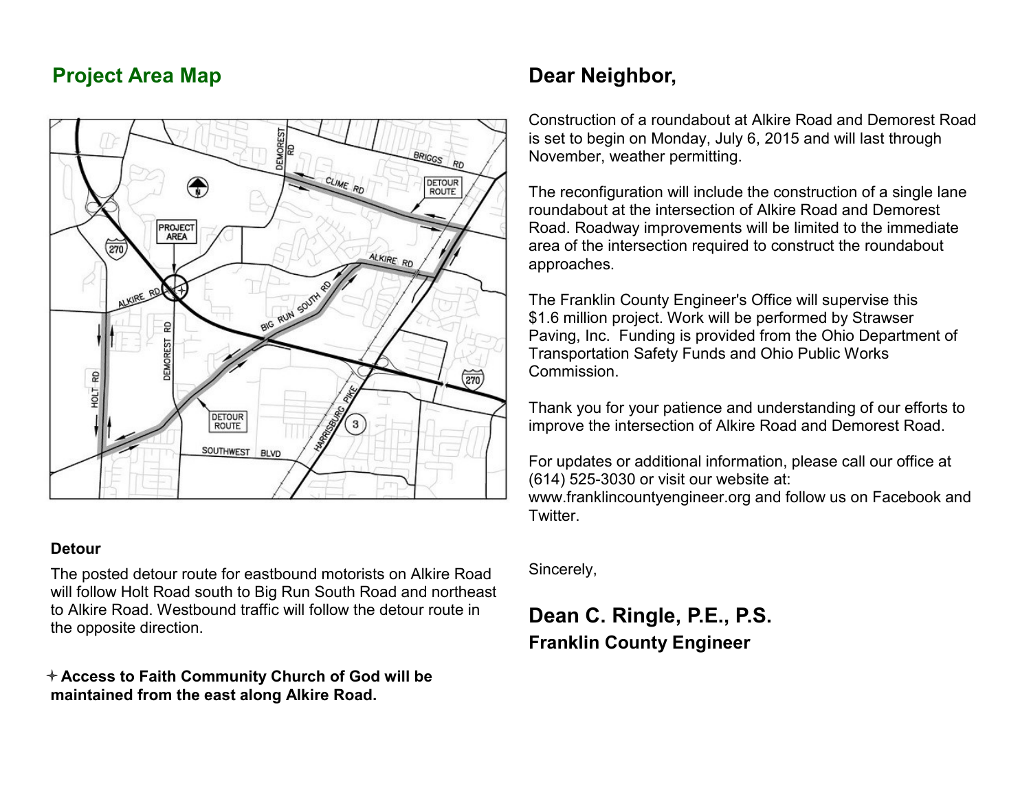## Project Area Map

PROJECT AREA

DETOUR ROUTE

DETOUR ROUTE

CLIME RD

BRIGGS RD

DEMOREST RD

ALKIRE RD

ALKIRE RD

BIG RUN SOUTH RD

HOLT RD

DEMOREST RD

SOUTHWEST BLVD

HARRISBURG PIKE

270

270

3

### Detour

The posted detour route for eastbound motorists on Alkire Road will follow Holt Road south to Big Run South Road and northeast to Alkire Road. Westbound traffic will follow the detour route in the opposite direction.

✦ **Access to Faith Community Church of God will be maintained from the east along Alkire Road.**

## Dear Neighbor,

Construction of a roundabout at Alkire Road and Demorest Road is set to begin on Monday, July 6, 2015 and will last through November, weather permitting.

The reconfiguration will include the construction of a single lane roundabout at the intersection of Alkire Road and Demorest Road. Roadway improvements will be limited to the immediate area of the intersection required to construct the roundabout approaches.

The Franklin County Engineer's Office will supervise this $1.6 million project. Work will be performed by Strawser Paving, Inc. Funding is provided from the Ohio Department of Transportation Safety Funds and Ohio Public Works Commission.

Thank you for your patience and understanding of our efforts to improve the intersection of Alkire Road and Demorest Road.

For updates or additional information, please call our office at (614) 525-3030 or visit our website at: www.franklincountyengineer.org and follow us on Facebook and Twitter.

Sincerely,

**Dean C. Ringle, P.E., P.S.**
**Franklin County Engineer**